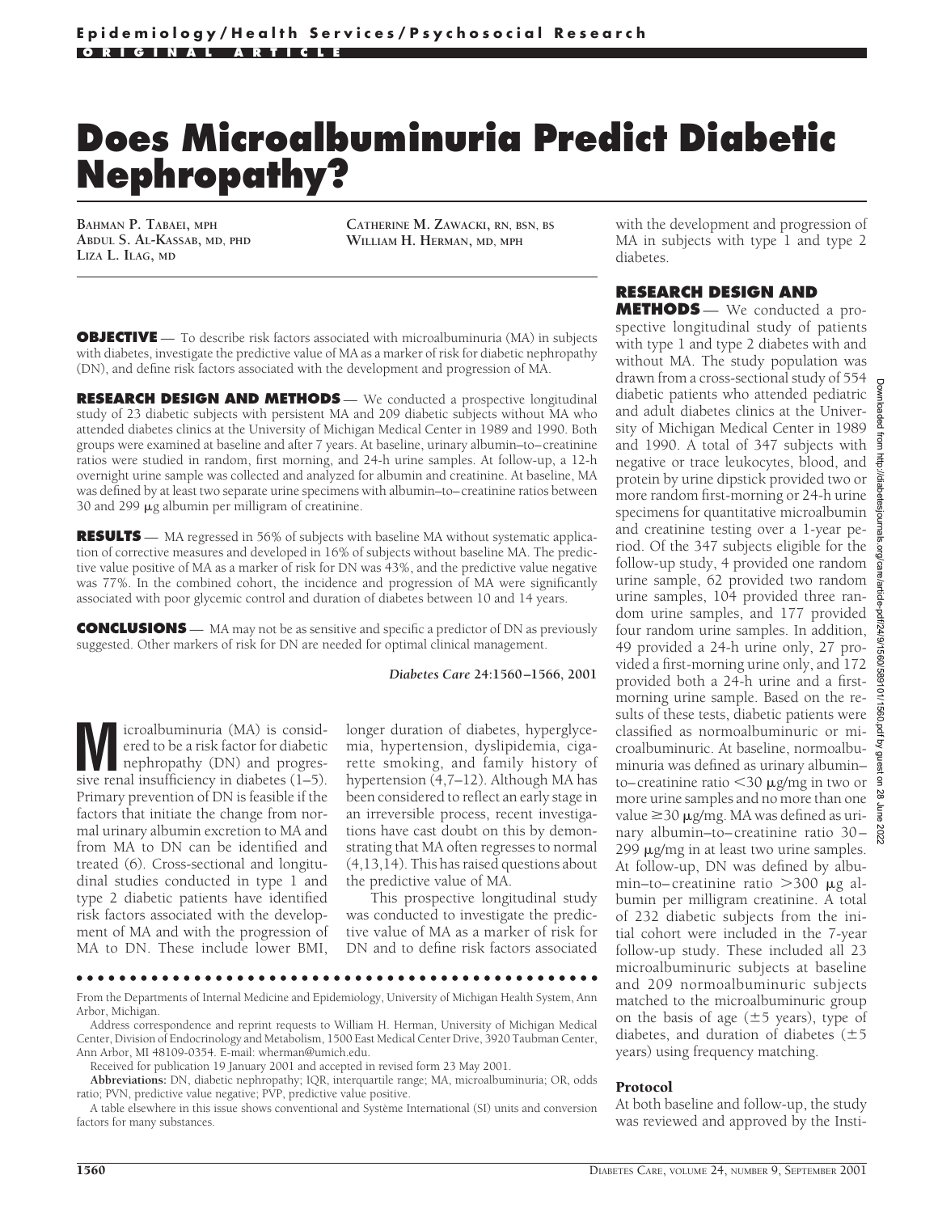ORIGINAL ARTICLE

# Does Microalbuminuria Predict Diabetic Nephropathy?

**BAHMAN P. TABAEI, MPH**
**ABDUL S. AL-KASSAB, MD, PHD**
**LIZA L. ILAG, MD**
**CATHERINE M. ZAWACKI, RN, BSN, BS**
**WILLIAM H. HERMAN, MD, MPH**

**OBJECTIVE** — To describe risk factors associated with microalbuminuria (MA) in subjects with diabetes, investigate the predictive value of MA as a marker of risk for diabetic nephropathy (DN), and define risk factors associated with the development and progression of MA.

**RESEARCH DESIGN AND METHODS** — We conducted a prospective longitudinal study of 23 diabetic subjects with persistent MA and 209 diabetic subjects without MA who attended diabetes clinics at the University of Michigan Medical Center in 1989 and 1990. Both groups were examined at baseline and after 7 years. At baseline, urinary albumin–to–creatinine ratios were studied in random, first morning, and 24-h urine samples. At follow-up, a 12-h overnight urine sample was collected and analyzed for albumin and creatinine. At baseline, MA was defined by at least two separate urine specimens with albumin–to–creatinine ratios between 30 and 299 μg albumin per milligram of creatinine.

**RESULTS** — MA regressed in 56% of subjects with baseline MA without systematic application of corrective measures and developed in 16% of subjects without baseline MA. The predictive value positive of MA as a marker of risk for DN was 43%, and the predictive value negative was 77%. In the combined cohort, the incidence and progression of MA were significantly associated with poor glycemic control and duration of diabetes between 10 and 14 years.

**CONCLUSIONS** — MA may not be as sensitive and specific a predictor of DN as previously suggested. Other markers of risk for DN are needed for optimal clinical management.

*Diabetes Care* **24:1560–1566, 2001**

Microalbuminuria (MA) is considered to be a risk factor for diabetic nephropathy (DN) and progressive renal insufficiency in diabetes (1–5). Primary prevention of DN is feasible if the factors that initiate the change from normal urinary albumin excretion to MA and from MA to DN can be identified and treated (6). Cross-sectional and longitudinal studies conducted in type 1 and type 2 diabetic patients have identified risk factors associated with the development of MA and with the progression of MA to DN. These include lower BMI, longer duration of diabetes, hyperglycemia, hypertension, dyslipidemia, cigarette smoking, and family history of hypertension (4,7–12). Although MA has been considered to reflect an early stage in an irreversible process, recent investigations have cast doubt on this by demonstrating that MA often regresses to normal (4,13,14). This has raised questions about the predictive value of MA.

This prospective longitudinal study was conducted to investigate the predictive value of MA as a marker of risk for DN and to define risk factors associated with the development and progression of MA in subjects with type 1 and type 2 diabetes.

## RESEARCH DESIGN AND METHODS

We conducted a prospective longitudinal study of patients with type 1 and type 2 diabetes with and without MA. The study population was drawn from a cross-sectional study of 554 diabetic patients who attended pediatric and adult diabetes clinics at the University of Michigan Medical Center in 1989 and 1990. A total of 347 subjects with negative or trace leukocytes, blood, and protein by urine dipstick provided two or more random first-morning or 24-h urine specimens for quantitative microalbumin and creatinine testing over a 1-year period. Of the 347 subjects eligible for the follow-up study, 4 provided one random urine sample, 62 provided two random urine samples, 104 provided three random urine samples, and 177 provided four random urine samples. In addition, 49 provided a 24-h urine only, 27 provided a first-morning urine only, and 172 provided both a 24-h urine and a first-morning urine sample. Based on the results of these tests, diabetic patients were classified as normoalbuminuric or microalbuminuric. At baseline, normoalbuminuria was defined as urinary albumin–to–creatinine ratio <30 μg/mg in two or more urine samples and no more than one value ≥30 μg/mg. MA was defined as urinary albumin–to–creatinine ratio 30–299 μg/mg in at least two urine samples. At follow-up, DN was defined by albumin–to–creatinine ratio >300 μg albumin per milligram creatinine. A total of 232 diabetic subjects from the initial cohort were included in the 7-year follow-up study. These included all 23 microalbuminuric subjects at baseline and 209 normoalbuminuric subjects matched to the microalbuminuric group on the basis of age (±5 years), type of diabetes, and duration of diabetes (±5 years) using frequency matching.

### Protocol

At both baseline and follow-up, the study was reviewed and approved by the Insti-

From the Departments of Internal Medicine and Epidemiology, University of Michigan Health System, Ann Arbor, Michigan.

Address correspondence and reprint requests to William H. Herman, University of Michigan Medical Center, Division of Endocrinology and Metabolism, 1500 East Medical Center Drive, 3920 Taubman Center, Ann Arbor, MI 48109-0354. E-mail: wherman@umich.edu.

Received for publication 19 January 2001 and accepted in revised form 23 May 2001.

**Abbreviations:** DN, diabetic nephropathy; IQR, interquartile range; MA, microalbuminuria; OR, odds ratio; PVN, predictive value negative; PVP, predictive value positive.

A table elsewhere in this issue shows conventional and Système International (SI) units and conversion factors for many substances.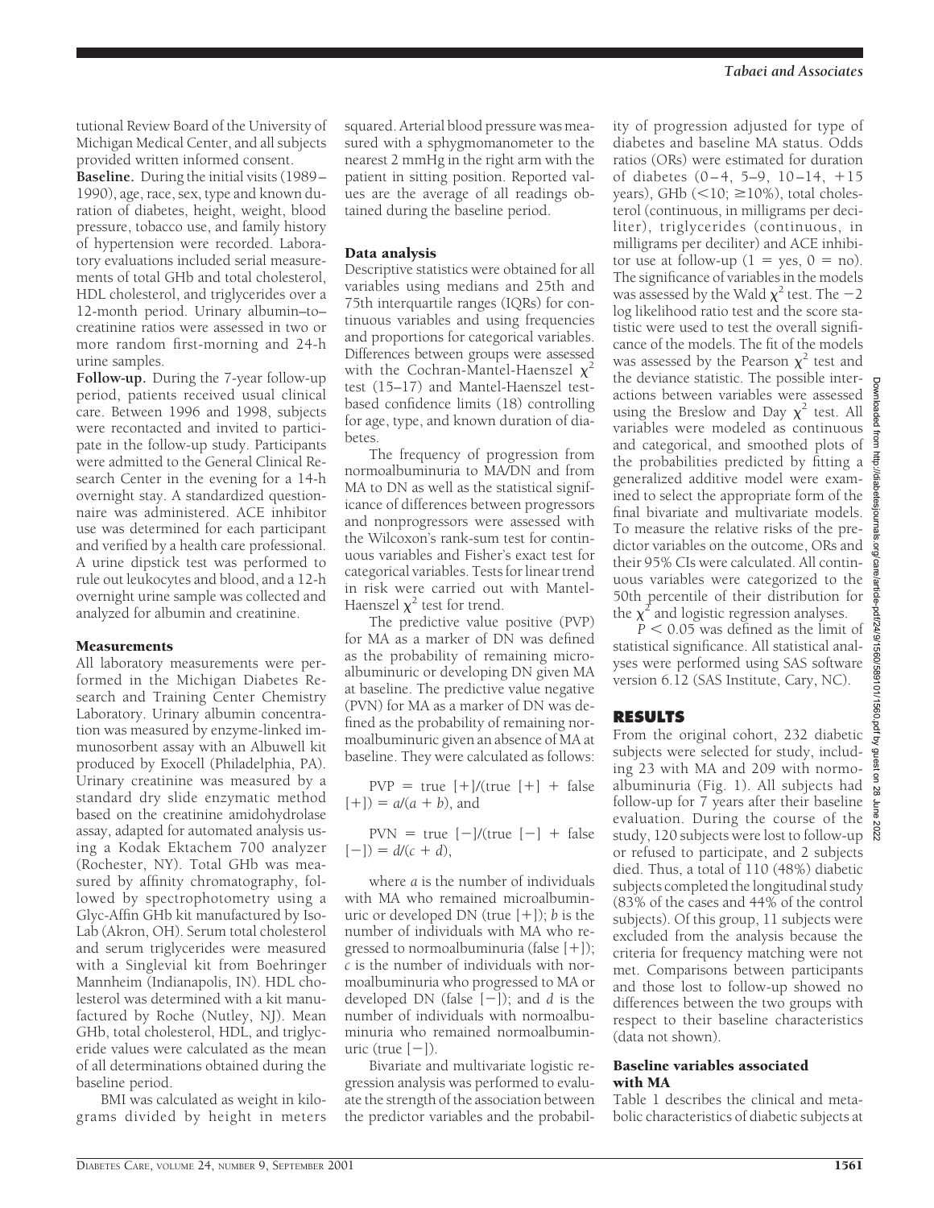tutional Review Board of the University of Michigan Medical Center, and all subjects provided written informed consent.

**Baseline.** During the initial visits (1989–1990), age, race, sex, type and known duration of diabetes, height, weight, blood pressure, tobacco use, and family history of hypertension were recorded. Laboratory evaluations included serial measurements of total GHb and total cholesterol, HDL cholesterol, and triglycerides over a 12-month period. Urinary albumin–to–creatinine ratios were assessed in two or more random first-morning and 24-h urine samples.

**Follow-up.** During the 7-year follow-up period, patients received usual clinical care. Between 1996 and 1998, subjects were recontacted and invited to participate in the follow-up study. Participants were admitted to the General Clinical Research Center in the evening for a 14-h overnight stay. A standardized questionnaire was administered. ACE inhibitor use was determined for each participant and verified by a health care professional. A urine dipstick test was performed to rule out leukocytes and blood, and a 12-h overnight urine sample was collected and analyzed for albumin and creatinine.

### Measurements

All laboratory measurements were performed in the Michigan Diabetes Research and Training Center Chemistry Laboratory. Urinary albumin concentration was measured by enzyme-linked immunosorbent assay with an Albuwell kit produced by Exocell (Philadelphia, PA). Urinary creatinine was measured by a standard dry slide enzymatic method based on the creatinine amidohydrolase assay, adapted for automated analysis using a Kodak Ektachem 700 analyzer (Rochester, NY). Total GHb was measured by affinity chromatography, followed by spectrophotometry using a Glyc-Affin GHb kit manufactured by Iso-Lab (Akron, OH). Serum total cholesterol and serum triglycerides were measured with a Singlevial kit from Boehringer Mannheim (Indianapolis, IN). HDL cholesterol was determined with a kit manufactured by Roche (Nutley, NJ). Mean GHb, total cholesterol, HDL, and triglyceride values were calculated as the mean of all determinations obtained during the baseline period.

BMI was calculated as weight in kilograms divided by height in meters squared. Arterial blood pressure was measured with a sphygmomanometer to the nearest 2 mmHg in the right arm with the patient in sitting position. Reported values are the average of all readings obtained during the baseline period.

### Data analysis

Descriptive statistics were obtained for all variables using medians and 25th and 75th interquartile ranges (IQRs) for continuous variables and using frequencies and proportions for categorical variables. Differences between groups were assessed with the Cochran-Mantel-Haenszel $\chi^2$ test (15–17) and Mantel-Haenszel test-based confidence limits (18) controlling for age, type, and known duration of diabetes.

The frequency of progression from normoalbuminuria to MA/DN and from MA to DN as well as the statistical significance of differences between progressors and nonprogressors were assessed with the Wilcoxon's rank-sum test for continuous variables and Fisher's exact test for categorical variables. Tests for linear trend in risk were carried out with Mantel-Haenszel $\chi^2$ test for trend.

The predictive value positive (PVP) for MA as a marker of DN was defined as the probability of remaining microalbuminuric or developing DN given MA at baseline. The predictive value negative (PVN) for MA as a marker of DN was defined as the probability of remaining normoalbuminuric given an absence of MA at baseline. They were calculated as follows:

$$\text{PVP} = \text{true } [+]/(\text{true } [+] + \text{ false } [+]) = a/(a + b), \text{ and}$$

$$\text{PVN} = \text{true } [-]/(\text{true } [-] + \text{ false } [-]) = d/(c + d),$$

where $a$ is the number of individuals with MA who remained microalbuminuric or developed DN (true [+]); $b$ is the number of individuals with MA who regressed to normoalbuminuria (false [+]); $c$ is the number of individuals with normoalbuminuria who progressed to MA or developed DN (false [−]); and $d$ is the number of individuals with normoalbuminuria who remained normoalbuminuric (true [−]).

Bivariate and multivariate logistic regression analysis was performed to evaluate the strength of the association between the predictor variables and the probability of progression adjusted for type of diabetes and baseline MA status. Odds ratios (ORs) were estimated for duration of diabetes (0–4, 5–9, 10–14, +15 years), GHb (<10; ≥10%), total cholesterol (continuous, in milligrams per deciliter), triglycerides (continuous, in milligrams per deciliter) and ACE inhibitor use at follow-up (1 = yes, 0 = no). The significance of variables in the models was assessed by the Wald $\chi^2$ test. The −2 log likelihood ratio test and the score statistic were used to test the overall significance of the models. The fit of the models was assessed by the Pearson $\chi^2$ test and the deviance statistic. The possible interactions between variables were assessed using the Breslow and Day $\chi^2$ test. All variables were modeled as continuous and categorical, and smoothed plots of the probabilities predicted by fitting a generalized additive model were examined to select the appropriate form of the final bivariate and multivariate models. To measure the relative risks of the predictor variables on the outcome, ORs and their 95% CIs were calculated. All continuous variables were categorized to the 50th percentile of their distribution for the $\chi^2$ and logistic regression analyses.

$P < 0.05$ was defined as the limit of statistical significance. All statistical analyses were performed using SAS software version 6.12 (SAS Institute, Cary, NC).

## RESULTS

From the original cohort, 232 diabetic subjects were selected for study, including 23 with MA and 209 with normoalbuminuria (Fig. 1). All subjects had follow-up for 7 years after their baseline evaluation. During the course of the study, 120 subjects were lost to follow-up or refused to participate, and 2 subjects died. Thus, a total of 110 (48%) diabetic subjects completed the longitudinal study (83% of the cases and 44% of the control subjects). Of this group, 11 subjects were excluded from the analysis because the criteria for frequency matching were not met. Comparisons between participants and those lost to follow-up showed no differences between the two groups with respect to their baseline characteristics (data not shown).

### Baseline variables associated with MA

Table 1 describes the clinical and metabolic characteristics of diabetic subjects at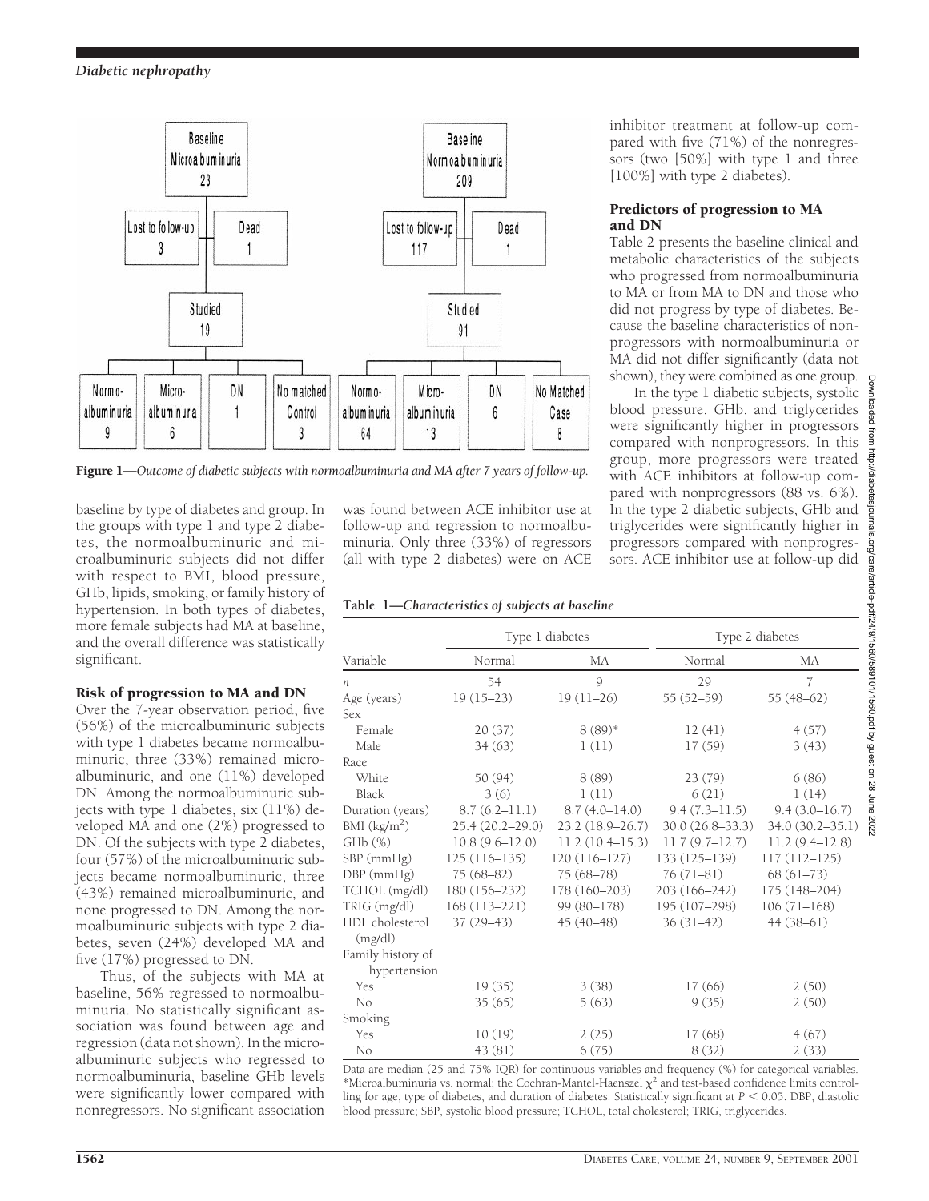Figure 1—*Outcome of diabetic subjects with normoalbuminuria and MA after 7 years of follow-up.*

baseline by type of diabetes and group. In the groups with type 1 and type 2 diabetes, the normoalbuminuric and microalbuminuric subjects did not differ with respect to BMI, blood pressure, GHb, lipids, smoking, or family history of hypertension. In both types of diabetes, more female subjects had MA at baseline, and the overall difference was statistically significant.

### Risk of progression to MA and DN

Over the 7-year observation period, five (56%) of the microalbuminuric subjects with type 1 diabetes became normoalbuminuric, three (33%) remained microalbuminuric, and one (11%) developed DN. Among the normoalbuminuric subjects with type 1 diabetes, six (11%) developed MA and one (2%) progressed to DN. Of the subjects with type 2 diabetes, four (57%) of the microalbuminuric subjects became normoalbuminuric, three (43%) remained microalbuminuric, and none progressed to DN. Among the normoalbuminuric subjects with type 2 diabetes, seven (24%) developed MA and five (17%) progressed to DN.

Thus, of the subjects with MA at baseline, 56% regressed to normoalbuminuria. No statistically significant association was found between age and regression (data not shown). In the microalbuminuric subjects who regressed to normoalbuminuria, baseline GHb levels were significantly lower compared with nonregressors. No significant association was found between ACE inhibitor use at follow-up and regression to normoalbuminuria. Only three (33%) of regressors (all with type 2 diabetes) were on ACE inhibitor treatment at follow-up compared with five (71%) of the nonregressors (two [50%] with type 1 and three [100%] with type 2 diabetes).

### Predictors of progression to MA and DN

Table 2 presents the baseline clinical and metabolic characteristics of the subjects who progressed from normoalbuminuria to MA or from MA to DN and those who did not progress by type of diabetes. Because the baseline characteristics of nonprogressors with normoalbuminuria or MA did not differ significantly (data not shown), they were combined as one group.

In the type 1 diabetic subjects, systolic blood pressure, GHb, and triglycerides were significantly higher in progressors compared with nonprogressors. In this group, more progressors were treated with ACE inhibitors at follow-up compared with nonprogressors (88 vs. 6%). In the type 2 diabetic subjects, GHb and triglycerides were significantly higher in progressors compared with nonprogressors. ACE inhibitor use at follow-up did

**Table 1—*Characteristics of subjects at baseline***

| Variable | Type 1 diabetes | | Type 2 diabetes | |
|---|---|---|---|---|
| | Normal | MA | Normal | MA |
| *n* | 54 | 9 | 29 | 7 |
| Age (years) | 19 (15–23) | 19 (11–26) | 55 (52–59) | 55 (48–62) |
| Sex | | | | |
| Female | 20 (37) | 8 (89)* | 12 (41) | 4 (57) |
| Male | 34 (63) | 1 (11) | 17 (59) | 3 (43) |
| Race | | | | |
| White | 50 (94) | 8 (89) | 23 (79) | 6 (86) |
| Black | 3 (6) | 1 (11) | 6 (21) | 1 (14) |
| Duration (years) | 8.7 (6.2–11.1) | 8.7 (4.0–14.0) | 9.4 (7.3–11.5) | 9.4 (3.0–16.7) |
| BMI (kg/m$^2$) | 25.4 (20.2–29.0) | 23.2 (18.9–26.7) | 30.0 (26.8–33.3) | 34.0 (30.2–35.1) |
| GHb (%) | 10.8 (9.6–12.0) | 11.2 (10.4–15.3) | 11.7 (9.7–12.7) | 11.2 (9.4–12.8) |
| SBP (mmHg) | 125 (116–135) | 120 (116–127) | 133 (125–139) | 117 (112–125) |
| DBP (mmHg) | 75 (68–82) | 75 (68–78) | 76 (71–81) | 68 (61–73) |
| TCHOL (mg/dl) | 180 (156–232) | 178 (160–203) | 203 (166–242) | 175 (148–204) |
| TRIG (mg/dl) | 168 (113–221) | 99 (80–178) | 195 (107–298) | 106 (71–168) |
| HDL cholesterol (mg/dl) | 37 (29–43) | 45 (40–48) | 36 (31–42) | 44 (38–61) |
| Family history of hypertension | | | | |
| Yes | 19 (35) | 3 (38) | 17 (66) | 2 (50) |
| No | 35 (65) | 5 (63) | 9 (35) | 2 (50) |
| Smoking | | | | |
| Yes | 10 (19) | 2 (25) | 17 (68) | 4 (67) |
| No | 43 (81) | 6 (75) | 8 (32) | 2 (33) |

Data are median (25 and 75% IQR) for continuous variables and frequency (%) for categorical variables. *Microalbuminuria vs. normal; the Cochran-Mantel-Haenszel $\chi^2$ and test-based confidence limits controlling for age, type of diabetes, and duration of diabetes. Statistically significant at $P < 0.05$. DBP, diastolic blood pressure; SBP, systolic blood pressure; TCHOL, total cholesterol; TRIG, triglycerides.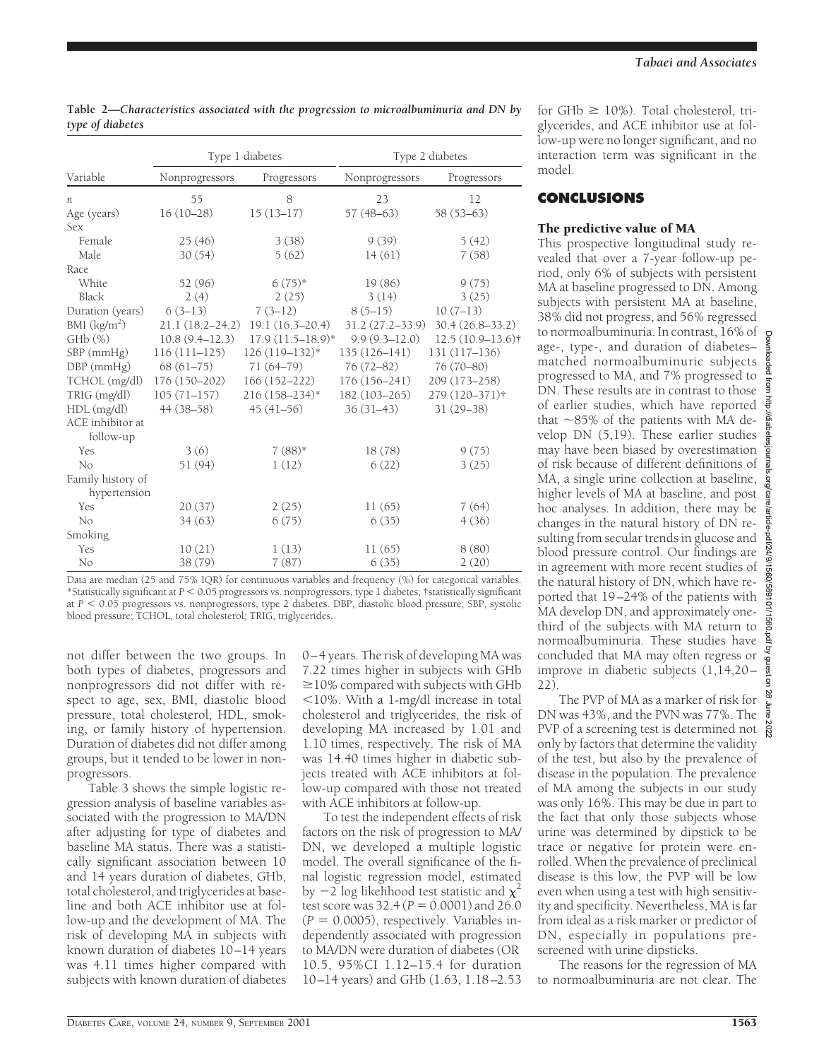**Table 2—Characteristics associated with the progression to microalbuminuria and DN by type of diabetes**

| Variable | Type 1 diabetes | | Type 2 diabetes | |
|---|---|---|---|---|
| | Nonprogressors | Progressors | Nonprogressors | Progressors |
| $n$ | 55 | 8 | 23 | 12 |
| Age (years) | 16 (10–28) | 15 (13–17) | 57 (48–63) | 58 (53–63) |
| Sex | | | | |
| Female | 25 (46) | 3 (38) | 9 (39) | 5 (42) |
| Male | 30 (54) | 5 (62) | 14 (61) | 7 (58) |
| Race | | | | |
| White | 52 (96) | 6 (75)* | 19 (86) | 9 (75) |
| Black | 2 (4) | 2 (25) | 3 (14) | 3 (25) |
| Duration (years) | 6 (3–13) | 7 (3–12) | 8 (5–15) | 10 (7–13) |
| BMI (kg/m$^2$) | 21.1 (18.2–24.2) | 19.1 (16.3–20.4) | 31.2 (27.2–33.9) | 30.4 (26.8–33.2) |
| GHb (%) | 10.8 (9.4–12.3) | 17.9 (11.5–18.9)* | 9.9 (9.3–12.0) | 12.5 (10.9–13.6)† |
| SBP (mmHg) | 116 (111–125) | 126 (119–132)* | 135 (126–141) | 131 (117–136) |
| DBP (mmHg) | 68 (61–75) | 71 (64–79) | 76 (72–82) | 76 (70–80) |
| TCHOL (mg/dl) | 176 (150–202) | 166 (152–222) | 176 (156–241) | 209 (173–258) |
| TRIG (mg/dl) | 105 (71–157) | 216 (158–234)* | 182 (103–265) | 279 (120–371)† |
| HDL (mg/dl) | 44 (38–58) | 45 (41–56) | 36 (31–43) | 31 (29–38) |
| ACE inhibitor at follow-up | | | | |
| Yes | 3 (6) | 7 (88)* | 18 (78) | 9 (75) |
| No | 51 (94) | 1 (12) | 6 (22) | 3 (25) |
| Family history of hypertension | | | | |
| Yes | 20 (37) | 2 (25) | 11 (65) | 7 (64) |
| No | 34 (63) | 6 (75) | 6 (35) | 4 (36) |
| Smoking | | | | |
| Yes | 10 (21) | 1 (13) | 11 (65) | 8 (80) |
| No | 38 (79) | 7 (87) | 6 (35) | 2 (20) |

Data are median (25 and 75% IQR) for continuous variables and frequency (%) for categorical variables. *Statistically significant at $P < 0.05$ progressors vs. nonprogressors, type 1 diabetes; †statistically significant at $P < 0.05$ progressors vs. nonprogressors, type 2 diabetes. DBP, diastolic blood pressure; SBP, systolic blood pressure; TCHOL, total cholesterol; TRIG, triglycerides.

not differ between the two groups. In both types of diabetes, progressors and nonprogressors did not differ with respect to age, sex, BMI, diastolic blood pressure, total cholesterol, HDL, smoking, or family history of hypertension. Duration of diabetes did not differ among groups, but it tended to be lower in nonprogressors.

Table 3 shows the simple logistic regression analysis of baseline variables associated with the progression to MA/DN after adjusting for type of diabetes and baseline MA status. There was a statistically significant association between 10 and 14 years duration of diabetes, GHb, total cholesterol, and triglycerides at baseline and both ACE inhibitor use at follow-up and the development of MA. The risk of developing MA in subjects with known duration of diabetes 10–14 years was 4.11 times higher compared with subjects with known duration of diabetes 0–4 years. The risk of developing MA was 7.22 times higher in subjects with GHb ≥10% compared with subjects with GHb <10%. With a 1-mg/dl increase in total cholesterol and triglycerides, the risk of developing MA increased by 1.01 and 1.10 times, respectively. The risk of MA was 14.40 times higher in diabetic subjects treated with ACE inhibitors at follow-up compared with those not treated with ACE inhibitors at follow-up.

To test the independent effects of risk factors on the risk of progression to MA/DN, we developed a multiple logistic model. The overall significance of the final logistic regression model, estimated by −2 log likelihood test statistic and $\chi^2$ test score was 32.4 ($P = 0.0001$) and 26.0 ($P = 0.0005$), respectively. Variables independently associated with progression to MA/DN were duration of diabetes (OR 10.5, 95%CI 1.12–15.4 for duration 10–14 years) and GHb (1.63, 1.18–2.53 for GHb ≥ 10%). Total cholesterol, triglycerides, and ACE inhibitor use at follow-up were no longer significant, and no interaction term was significant in the model.

## CONCLUSIONS

### The predictive value of MA

This prospective longitudinal study revealed that over a 7-year follow-up period, only 6% of subjects with persistent MA at baseline progressed to DN. Among subjects with persistent MA at baseline, 38% did not progress, and 56% regressed to normoalbuminuria. In contrast, 16% of age-, type-, and duration of diabetes–matched normoalbuminuric subjects progressed to MA, and 7% progressed to DN. These results are in contrast to those of earlier studies, which have reported that ~85% of the patients with MA develop DN (5,19). These earlier studies may have been biased by overestimation of risk because of different definitions of MA, a single urine collection at baseline, higher levels of MA at baseline, and post hoc analyses. In addition, there may be changes in the natural history of DN resulting from secular trends in glucose and blood pressure control. Our findings are in agreement with more recent studies of the natural history of DN, which have reported that 19–24% of the patients with MA develop DN, and approximately one-third of the subjects with MA return to normoalbuminuria. These studies have concluded that MA may often regress or improve in diabetic subjects (1,14,20–22).

The PVP of MA as a marker of risk for DN was 43%, and the PVN was 77%. The PVP of a screening test is determined not only by factors that determine the validity of the test, but also by the prevalence of disease in the population. The prevalence of MA among the subjects in our study was only 16%. This may be due in part to the fact that only those subjects whose urine was determined by dipstick to be trace or negative for protein were enrolled. When the prevalence of preclinical disease is this low, the PVP will be low even when using a test with high sensitivity and specificity. Nevertheless, MA is far from ideal as a risk marker or predictor of DN, especially in populations prescreened with urine dipsticks.

The reasons for the regression of MA to normoalbuminuria are not clear. The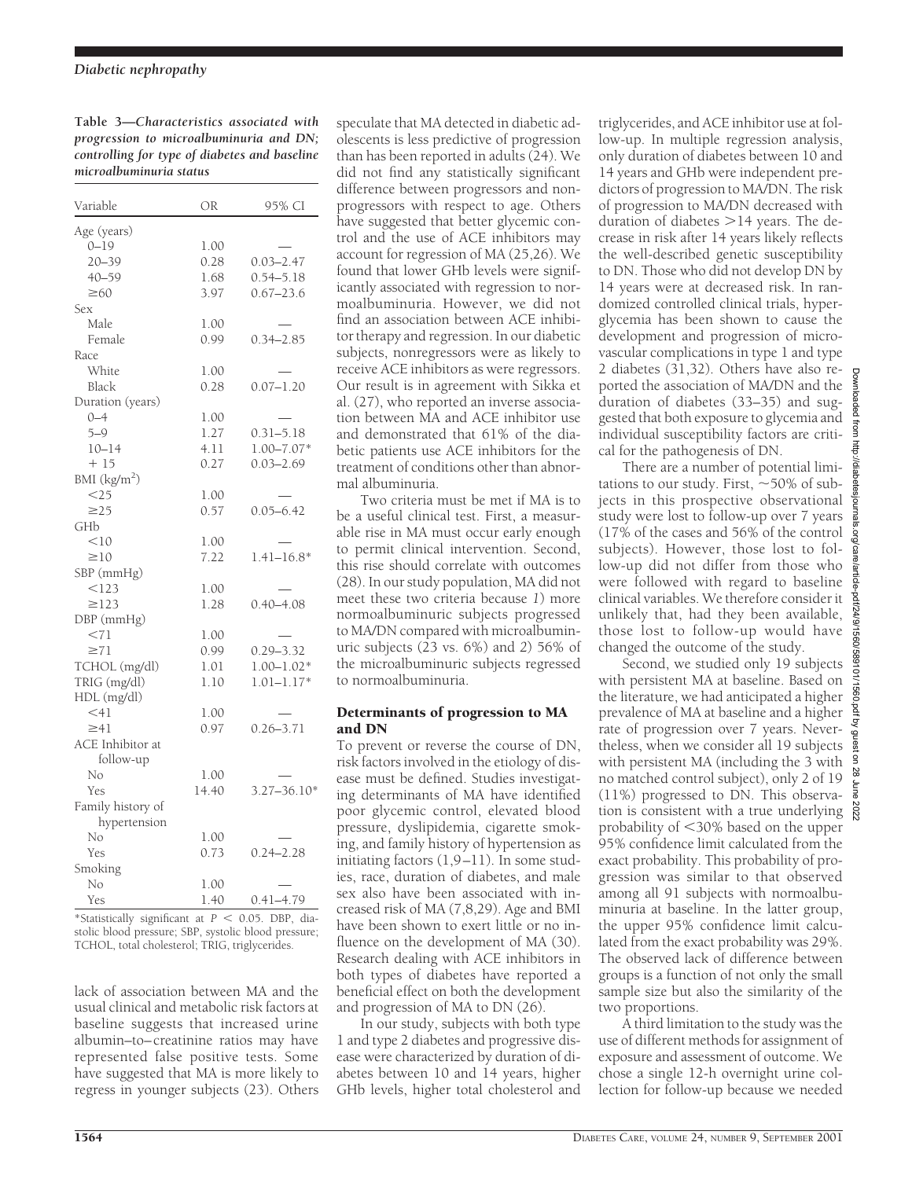**Table 3—Characteristics associated with progression to microalbuminuria and DN; controlling for type of diabetes and baseline microalbuminuria status**

| Variable | OR | 95% CI |
|---|---|---|
| Age (years) | | |
| 0–19 | 1.00 | — |
| 20–39 | 0.28 | 0.03–2.47 |
| 40–59 | 1.68 | 0.54–5.18 |
| ≥60 | 3.97 | 0.67–23.6 |
| Sex | | |
| Male | 1.00 | — |
| Female | 0.99 | 0.34–2.85 |
| Race | | |
| White | 1.00 | — |
| Black | 0.28 | 0.07–1.20 |
| Duration (years) | | |
| 0–4 | 1.00 | — |
| 5–9 | 1.27 | 0.31–5.18 |
| 10–14 | 4.11 | 1.00–7.07* |
| + 15 | 0.27 | 0.03–2.69 |
| BMI (kg/m$^2$) | | |
| <25 | 1.00 | — |
| ≥25 | 0.57 | 0.05–6.42 |
| GHb | | |
| <10 | 1.00 | — |
| ≥10 | 7.22 | 1.41–16.8* |
| SBP (mmHg) | | |
| <123 | 1.00 | — |
| ≥123 | 1.28 | 0.40–4.08 |
| DBP (mmHg) | | |
| <71 | 1.00 | — |
| ≥71 | 0.99 | 0.29–3.32 |
| TCHOL (mg/dl) | 1.01 | 1.00–1.02* |
| TRIG (mg/dl) | 1.10 | 1.01–1.17* |
| HDL (mg/dl) | | |
| <41 | 1.00 | — |
| ≥41 | 0.97 | 0.26–3.71 |
| ACE Inhibitor at follow-up | | |
| No | 1.00 | — |
| Yes | 14.40 | 3.27–36.10* |
| Family history of hypertension | | |
| No | 1.00 | — |
| Yes | 0.73 | 0.24–2.28 |
| Smoking | | |
| No | 1.00 | — |
| Yes | 1.40 | 0.41–4.79 |

*Statistically significant at $P < 0.05$. DBP, diastolic blood pressure; SBP, systolic blood pressure; TCHOL, total cholesterol; TRIG, triglycerides.

lack of association between MA and the usual clinical and metabolic risk factors at baseline suggests that increased urine albumin–to–creatinine ratios may have represented false positive tests. Some have suggested that MA is more likely to regress in younger subjects (23). Others speculate that MA detected in diabetic adolescents is less predictive of progression than has been reported in adults (24). We did not find any statistically significant difference between progressors and nonprogressors with respect to age. Others have suggested that better glycemic control and the use of ACE inhibitors may account for regression of MA (25,26). We found that lower GHb levels were significantly associated with regression to normoalbuminuria. However, we did not find an association between ACE inhibitor therapy and regression. In our diabetic subjects, nonregressors were as likely to receive ACE inhibitors as were regressors. Our result is in agreement with Sikka et al. (27), who reported an inverse association between MA and ACE inhibitor use and demonstrated that 61% of the diabetic patients use ACE inhibitors for the treatment of conditions other than abnormal albuminuria.

Two criteria must be met if MA is to be a useful clinical test. First, a measurable rise in MA must occur early enough to permit clinical intervention. Second, this rise should correlate with outcomes (28). In our study population, MA did not meet these two criteria because *1*) more normoalbuminuric subjects progressed to MA/DN compared with microalbuminuric subjects (23 vs. 6%) and *2*) 56% of the microalbuminuric subjects regressed to normoalbuminuria.

### Determinants of progression to MA and DN

To prevent or reverse the course of DN, risk factors involved in the etiology of disease must be defined. Studies investigating determinants of MA have identified poor glycemic control, elevated blood pressure, dyslipidemia, cigarette smoking, and family history of hypertension as initiating factors (1,9–11). In some studies, race, duration of diabetes, and male sex also have been associated with increased risk of MA (7,8,29). Age and BMI have been shown to exert little or no influence on the development of MA (30). Research dealing with ACE inhibitors in both types of diabetes have reported a beneficial effect on both the development and progression of MA to DN (26).

In our study, subjects with both type 1 and type 2 diabetes and progressive disease were characterized by duration of diabetes between 10 and 14 years, higher GHb levels, higher total cholesterol and triglycerides, and ACE inhibitor use at follow-up. In multiple regression analysis, only duration of diabetes between 10 and 14 years and GHb were independent predictors of progression to MA/DN. The risk of progression to MA/DN decreased with duration of diabetes >14 years. The decrease in risk after 14 years likely reflects the well-described genetic susceptibility to DN. Those who did not develop DN by 14 years were at decreased risk. In randomized controlled clinical trials, hyperglycemia has been shown to cause the development and progression of microvascular complications in type 1 and type 2 diabetes (31,32). Others have also reported the association of MA/DN and the duration of diabetes (33–35) and suggested that both exposure to glycemia and individual susceptibility factors are critical for the pathogenesis of DN.

There are a number of potential limitations to our study. First, ~50% of subjects in this prospective observational study were lost to follow-up over 7 years (17% of the cases and 56% of the control subjects). However, those lost to follow-up did not differ from those who were followed with regard to baseline clinical variables. We therefore consider it unlikely that, had they been available, those lost to follow-up would have changed the outcome of the study.

Second, we studied only 19 subjects with persistent MA at baseline. Based on the literature, we had anticipated a higher prevalence of MA at baseline and a higher rate of progression over 7 years. Nevertheless, when we consider all 19 subjects with persistent MA (including the 3 with no matched control subject), only 2 of 19 (11%) progressed to DN. This observation is consistent with a true underlying probability of <30% based on the upper 95% confidence limit calculated from the exact probability. This probability of progression was similar to that observed among all 91 subjects with normoalbuminuria at baseline. In the latter group, the upper 95% confidence limit calculated from the exact probability was 29%. The observed lack of difference between groups is a function of not only the small sample size but also the similarity of the two proportions.

A third limitation to the study was the use of different methods for assignment of exposure and assessment of outcome. We chose a single 12-h overnight urine collection for follow-up because we needed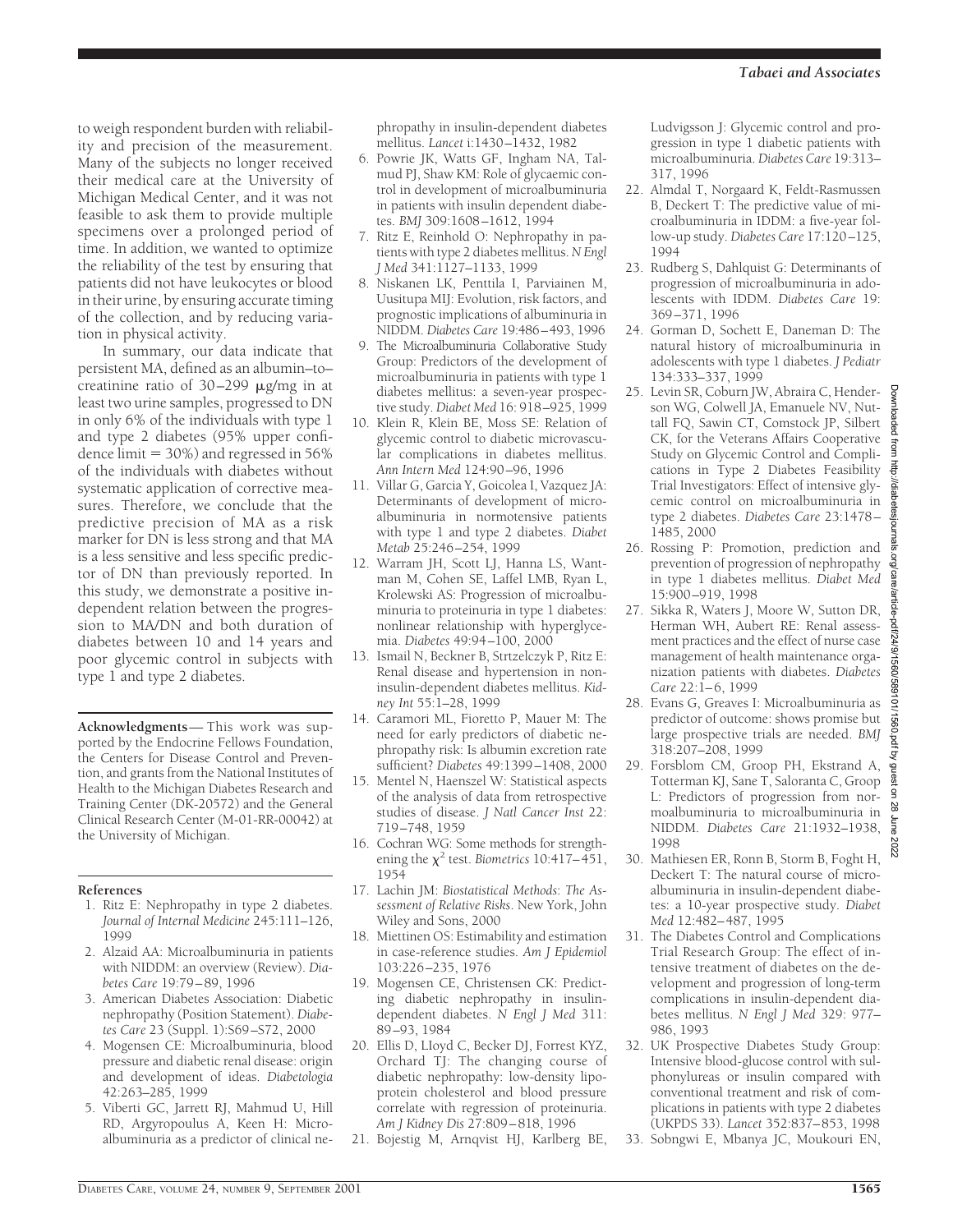to weigh respondent burden with reliability and precision of the measurement. Many of the subjects no longer received their medical care at the University of Michigan Medical Center, and it was not feasible to ask them to provide multiple specimens over a prolonged period of time. In addition, we wanted to optimize the reliability of the test by ensuring that patients did not have leukocytes or blood in their urine, by ensuring accurate timing of the collection, and by reducing variation in physical activity.

In summary, our data indicate that persistent MA, defined as an albumin–to–creatinine ratio of 30–299 μg/mg in at least two urine samples, progressed to DN in only 6% of the individuals with type 1 and type 2 diabetes (95% upper confidence limit = 30%) and regressed in 56% of the individuals with diabetes without systematic application of corrective measures. Therefore, we conclude that the predictive precision of MA as a risk marker for DN is less strong and that MA is a less sensitive and less specific predictor of DN than previously reported. In this study, we demonstrate a positive independent relation between the progression to MA/DN and both duration of diabetes between 10 and 14 years and poor glycemic control in subjects with type 1 and type 2 diabetes.

**Acknowledgments**— This work was supported by the Endocrine Fellows Foundation, the Centers for Disease Control and Prevention, and grants from the National Institutes of Health to the Michigan Diabetes Research and Training Center (DK-20572) and the General Clinical Research Center (M-01-RR-00042) at the University of Michigan.

**References**

1. Ritz E: Nephropathy in type 2 diabetes. *Journal of Internal Medicine* 245:111–126, 1999
2. Alzaid AA: Microalbuminuria in patients with NIDDM: an overview (Review). *Diabetes Care* 19:79–89, 1996
3. American Diabetes Association: Diabetic nephropathy (Position Statement). *Diabetes Care* 23 (Suppl. 1):S69–S72, 2000
4. Mogensen CE: Microalbuminuria, blood pressure and diabetic renal disease: origin and development of ideas. *Diabetologia* 42:263–285, 1999
5. Viberti GC, Jarrett RJ, Mahmud U, Hill RD, Argyropoulus A, Keen H: Microalbuminuria as a predictor of clinical nephropathy in insulin-dependent diabetes mellitus. *Lancet* i:1430–1432, 1982
6. Powrie JK, Watts GF, Ingham NA, Talmud PJ, Shaw KM: Role of glycaemic control in development of microalbuminuria in patients with insulin dependent diabetes. *BMJ* 309:1608–1612, 1994
7. Ritz E, Reinhold O: Nephropathy in patients with type 2 diabetes mellitus. *N Engl J Med* 341:1127–1133, 1999
8. Niskanen LK, Penttila I, Parviainen M, Uusitupa MIJ: Evolution, risk factors, and prognostic implications of albuminuria in NIDDM. *Diabetes Care* 19:486–493, 1996
9. The Microalbuminuria Collaborative Study Group: Predictors of the development of microalbuminuria in patients with type 1 diabetes mellitus: a seven-year prospective study. *Diabet Med* 16: 918–925, 1999
10. Klein R, Klein BE, Moss SE: Relation of glycemic control to diabetic microvascular complications in diabetes mellitus. *Ann Intern Med* 124:90–96, 1996
11. Villar G, Garcia Y, Goicolea I, Vazquez JA: Determinants of development of microalbuminuria in normotensive patients with type 1 and type 2 diabetes. *Diabet Metab* 25:246–254, 1999
12. Warram JH, Scott LJ, Hanna LS, Wantman M, Cohen SE, Laffel LMB, Ryan L, Krolewski AS: Progression of microalbuminuria to proteinuria in type 1 diabetes: nonlinear relationship with hyperglycemia. *Diabetes* 49:94–100, 2000
13. Ismail N, Beckner B, Strtzelczyk P, Ritz E: Renal disease and hypertension in non-insulin-dependent diabetes mellitus. *Kidney Int* 55:1–28, 1999
14. Caramori ML, Fioretto P, Mauer M: The need for early predictors of diabetic nephropathy risk: Is albumin excretion rate sufficient? *Diabetes* 49:1399–1408, 2000
15. Mentel N, Haenszel W: Statistical aspects of the analysis of data from retrospective studies of disease. *J Natl Cancer Inst* 22: 719–748, 1959
16. Cochran WG: Some methods for strengthening the $\chi^2$ test. *Biometrics* 10:417–451, 1954
17. Lachin JM: *Biostatistical Methods: The Assessment of Relative Risks*. New York, John Wiley and Sons, 2000
18. Miettinen OS: Estimability and estimation in case-reference studies. *Am J Epidemiol* 103:226–235, 1976
19. Mogensen CE, Christensen CK: Predicting diabetic nephropathy in insulin-dependent diabetes. *N Engl J Med* 311: 89–93, 1984
20. Ellis D, LIoyd C, Becker DJ, Forrest KYZ, Orchard TJ: The changing course of diabetic nephropathy: low-density lipoprotein cholesterol and blood pressure correlate with regression of proteinuria. *Am J Kidney Dis* 27:809–818, 1996
21. Bojestig M, Arnqvist HJ, Karlberg BE, Ludvigsson J: Glycemic control and progression in type 1 diabetic patients with microalbuminuria. *Diabetes Care* 19:313–317, 1996
22. Almdal T, Norgaard K, Feldt-Rasmussen B, Deckert T: The predictive value of microalbuminuria in IDDM: a five-year follow-up study. *Diabetes Care* 17:120–125, 1994
23. Rudberg S, Dahlquist G: Determinants of progression of microalbuminuria in adolescents with IDDM. *Diabetes Care* 19: 369–371, 1996
24. Gorman D, Sochett E, Daneman D: The natural history of microalbuminuria in adolescents with type 1 diabetes. *J Pediatr* 134:333–337, 1999
25. Levin SR, Coburn JW, Abraira C, Henderson WG, Colwell JA, Emanuele NV, Nuttall FQ, Sawin CT, Comstock JP, Silbert CK, for the Veterans Affairs Cooperative Study on Glycemic Control and Complications in Type 2 Diabetes Feasibility Trial Investigators: Effect of intensive glycemic control on microalbuminuria in type 2 diabetes. *Diabetes Care* 23:1478–1485, 2000
26. Rossing P: Promotion, prediction and prevention of progression of nephropathy in type 1 diabetes mellitus. *Diabet Med* 15:900–919, 1998
27. Sikka R, Waters J, Moore W, Sutton DR, Herman WH, Aubert RE: Renal assessment practices and the effect of nurse case management of health maintenance organization patients with diabetes. *Diabetes Care* 22:1–6, 1999
28. Evans G, Greaves I: Microalbuminuria as predictor of outcome: shows promise but large prospective trials are needed. *BMJ* 318:207–208, 1999
29. Forsblom CM, Groop PH, Ekstrand A, Totterman KJ, Sane T, Saloranta C, Groop L: Predictors of progression from normoalbuminuria to microalbuminuria in NIDDM. *Diabetes Care* 21:1932–1938, 1998
30. Mathiesen ER, Ronn B, Storm B, Foght H, Deckert T: The natural course of microalbuminuria in insulin-dependent diabetes: a 10-year prospective study. *Diabet Med* 12:482–487, 1995
31. The Diabetes Control and Complications Trial Research Group: The effect of intensive treatment of diabetes on the development and progression of long-term complications in insulin-dependent diabetes mellitus. *N Engl J Med* 329: 977–986, 1993
32. UK Prospective Diabetes Study Group: Intensive blood-glucose control with sulphonylureas or insulin compared with conventional treatment and risk of complications in patients with type 2 diabetes (UKPDS 33). *Lancet* 352:837–853, 1998
33. Sobngwi E, Mbanya JC, Moukouri EN,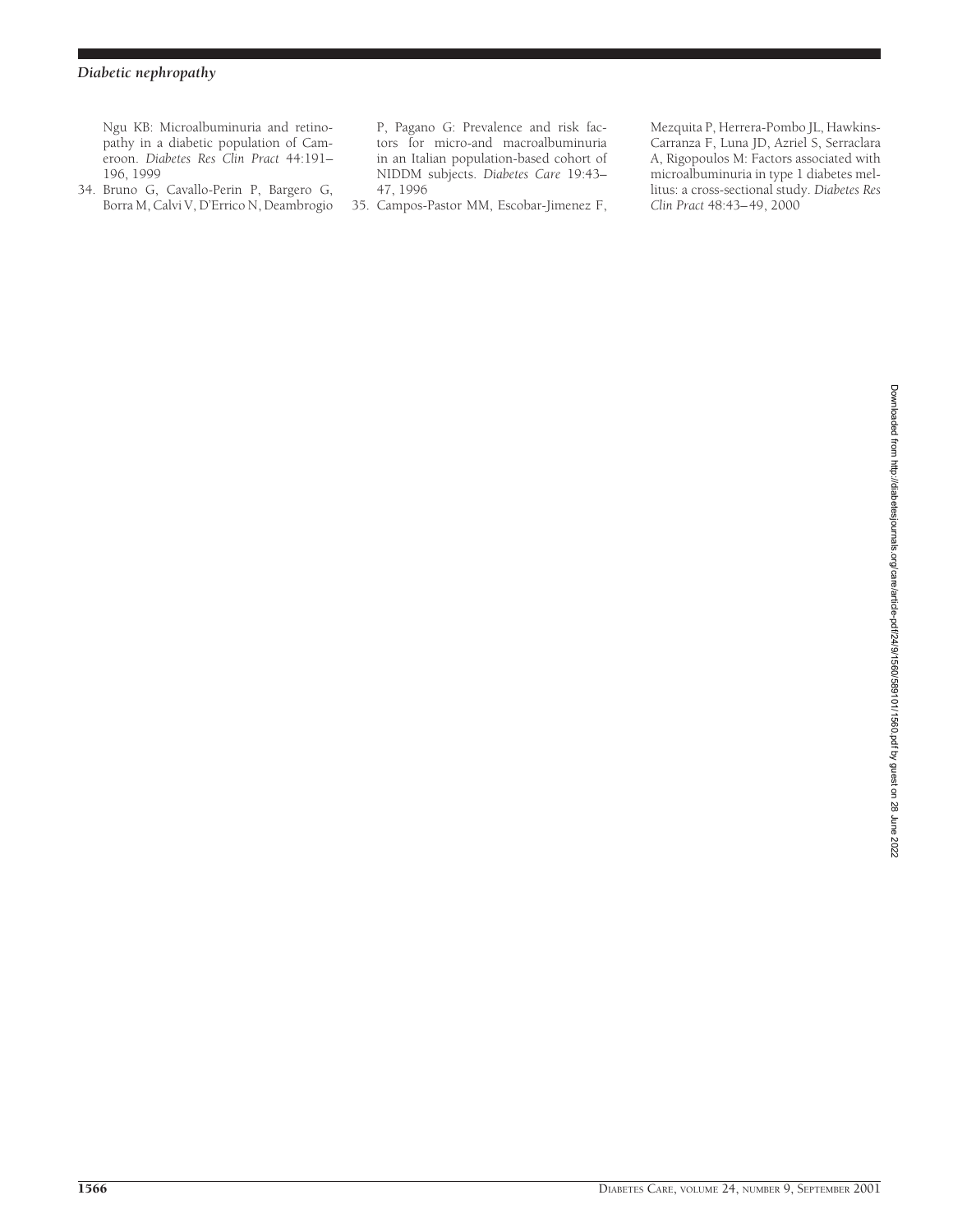Ngu KB: Microalbuminuria and retinopathy in a diabetic population of Cameroon. *Diabetes Res Clin Pract* 44:191–196, 1999

34. Bruno G, Cavallo-Perin P, Bargero G, Borra M, Calvi V, D'Errico N, Deambrogio P, Pagano G: Prevalence and risk factors for micro-and macroalbuminuria in an Italian population-based cohort of NIDDM subjects. *Diabetes Care* 19:43–47, 1996

35. Campos-Pastor MM, Escobar-Jimenez F, Mezquita P, Herrera-Pombo JL, Hawkins-Carranza F, Luna JD, Azriel S, Serraclara A, Rigopoulos M: Factors associated with microalbuminuria in type 1 diabetes mellitus: a cross-sectional study. *Diabetes Res Clin Pract* 48:43–49, 2000